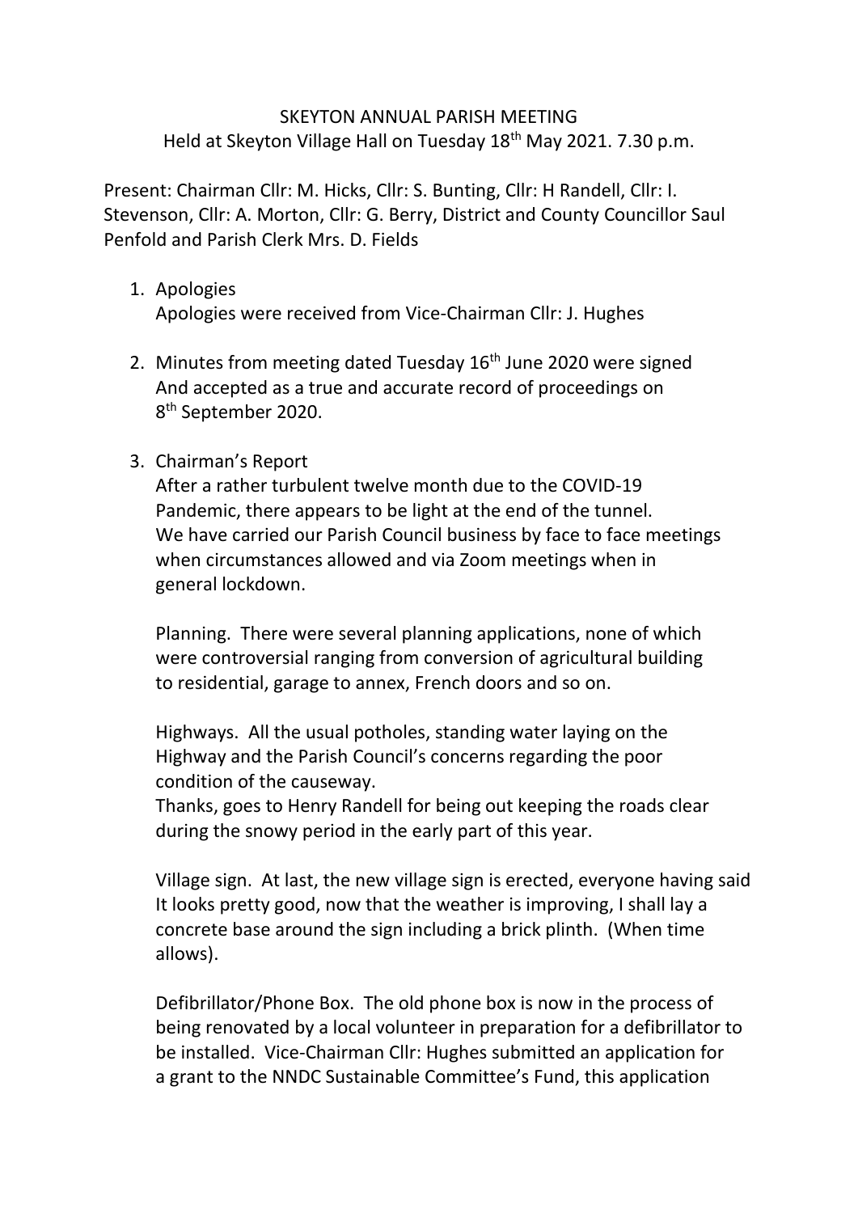SKEYTON ANNUAL PARISH MEETING

Held at Skeyton Village Hall on Tuesday 18th May 2021. 7.30 p.m.

Present: Chairman Cllr: M. Hicks, Cllr: S. Bunting, Cllr: H Randell, Cllr: I. Stevenson, Cllr: A. Morton, Cllr: G. Berry, District and County Councillor Saul Penfold and Parish Clerk Mrs. D. Fields

1. Apologies
   Apologies were received from Vice-Chairman Cllr: J. Hughes

2. Minutes from meeting dated Tuesday 16th June 2020 were signed And accepted as a true and accurate record of proceedings on 8th September 2020.

3. Chairman's Report
   After a rather turbulent twelve month due to the COVID-19 Pandemic, there appears to be light at the end of the tunnel. We have carried our Parish Council business by face to face meetings when circumstances allowed and via Zoom meetings when in general lockdown.

   Planning. There were several planning applications, none of which were controversial ranging from conversion of agricultural building to residential, garage to annex, French doors and so on.

   Highways. All the usual potholes, standing water laying on the Highway and the Parish Council's concerns regarding the poor condition of the causeway.
   Thanks, goes to Henry Randell for being out keeping the roads clear during the snowy period in the early part of this year.

   Village sign. At last, the new village sign is erected, everyone having said It looks pretty good, now that the weather is improving, I shall lay a concrete base around the sign including a brick plinth. (When time allows).

   Defibrillator/Phone Box. The old phone box is now in the process of being renovated by a local volunteer in preparation for a defibrillator to be installed. Vice-Chairman Cllr: Hughes submitted an application for a grant to the NNDC Sustainable Committee's Fund, this application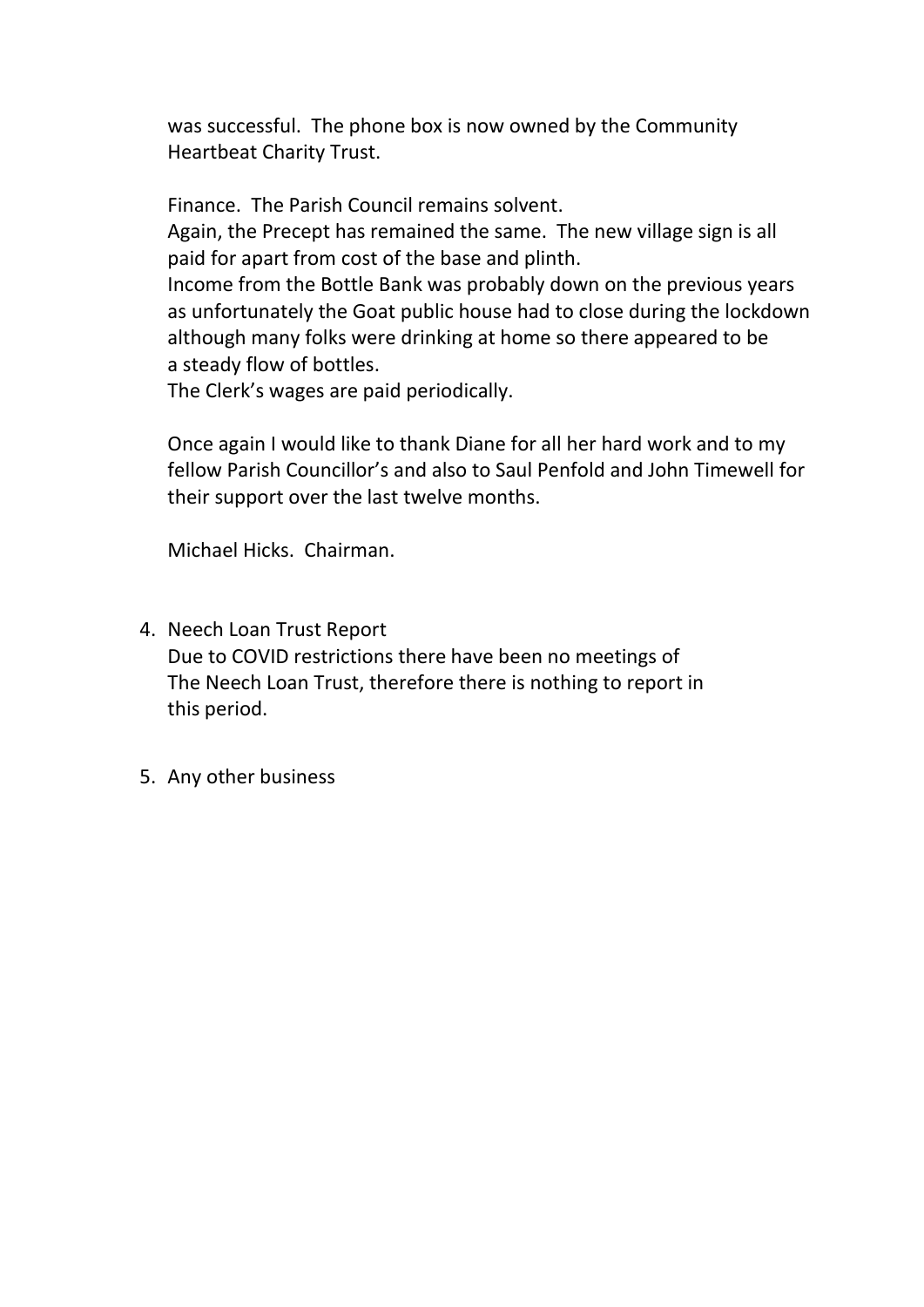was successful. The phone box is now owned by the Community Heartbeat Charity Trust.

Finance. The Parish Council remains solvent.
Again, the Precept has remained the same. The new village sign is all paid for apart from cost of the base and plinth.
Income from the Bottle Bank was probably down on the previous years as unfortunately the Goat public house had to close during the lockdown although many folks were drinking at home so there appeared to be a steady flow of bottles.
The Clerk's wages are paid periodically.

Once again I would like to thank Diane for all her hard work and to my fellow Parish Councillor's and also to Saul Penfold and John Timewell for their support over the last twelve months.

Michael Hicks. Chairman.

4. Neech Loan Trust Report
   Due to COVID restrictions there have been no meetings of The Neech Loan Trust, therefore there is nothing to report in this period.

5. Any other business